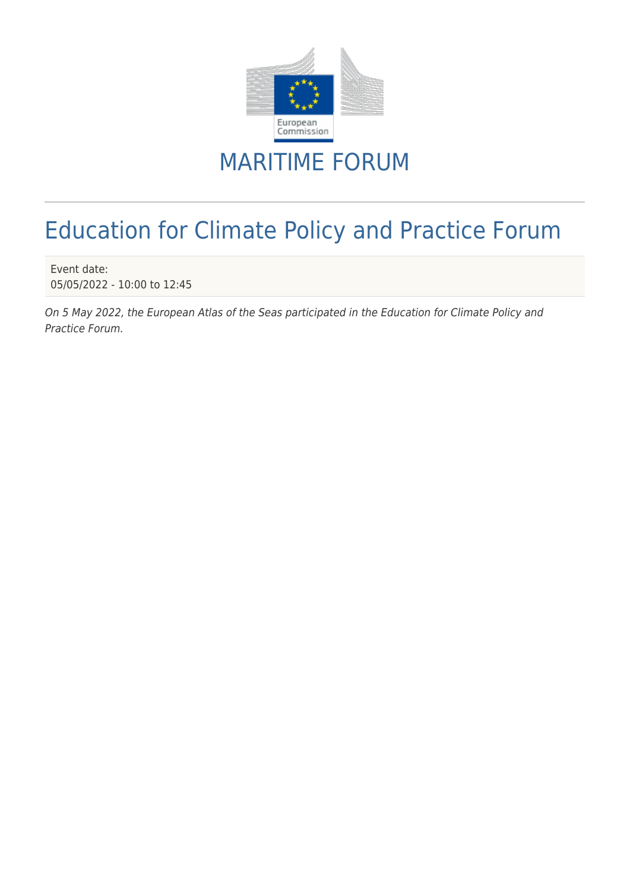MARITIME FORUM

# Education for Climate Policy and Practice Forum

Event date:
05/05/2022 - 10:00 to 12:45

*On 5 May 2022, the European Atlas of the Seas participated in the Education for Climate Policy and Practice Forum.*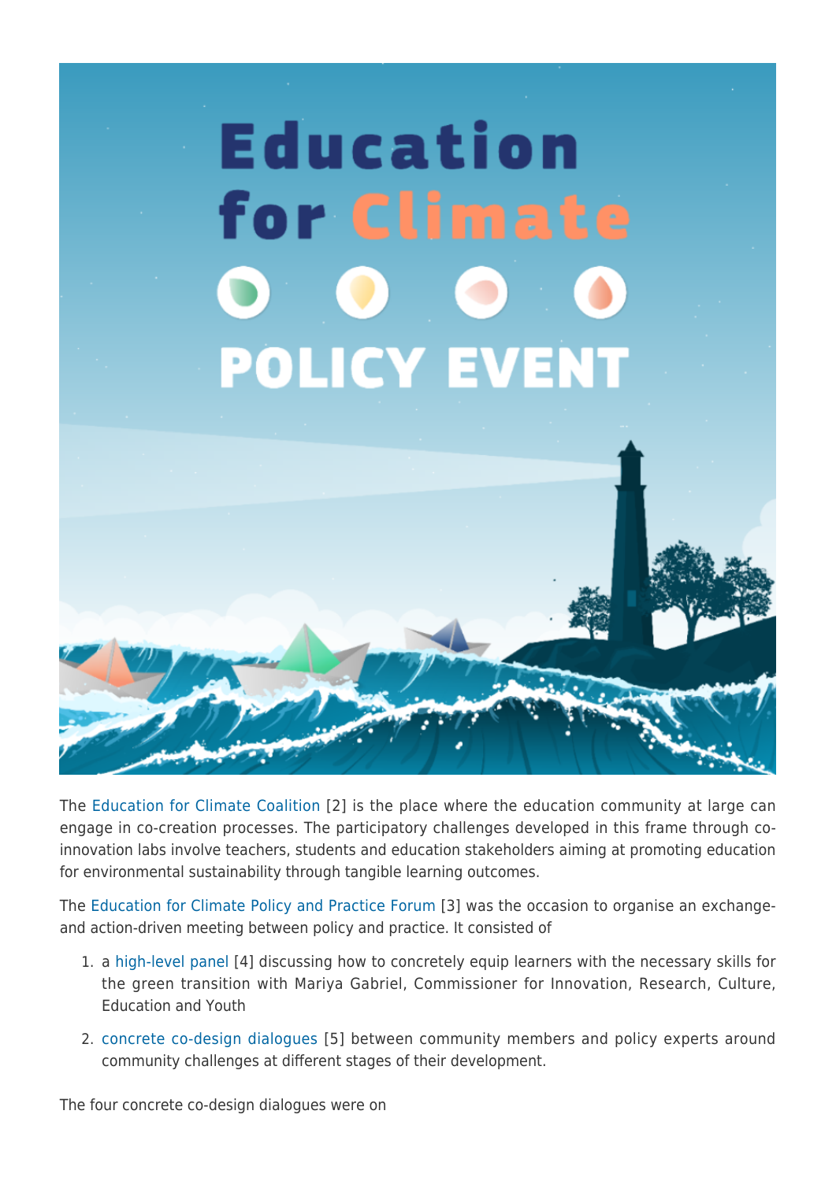The Education for Climate Coalition [2] is the place where the education community at large can engage in co-creation processes. The participatory challenges developed in this frame through co-innovation labs involve teachers, students and education stakeholders aiming at promoting education for environmental sustainability through tangible learning outcomes.

The Education for Climate Policy and Practice Forum [3] was the occasion to organise an exchange- and action-driven meeting between policy and practice. It consisted of

1. a high-level panel [4] discussing how to concretely equip learners with the necessary skills for the green transition with Mariya Gabriel, Commissioner for Innovation, Research, Culture, Education and Youth
2. concrete co-design dialogues [5] between community members and policy experts around community challenges at different stages of their development.

The four concrete co-design dialogues were on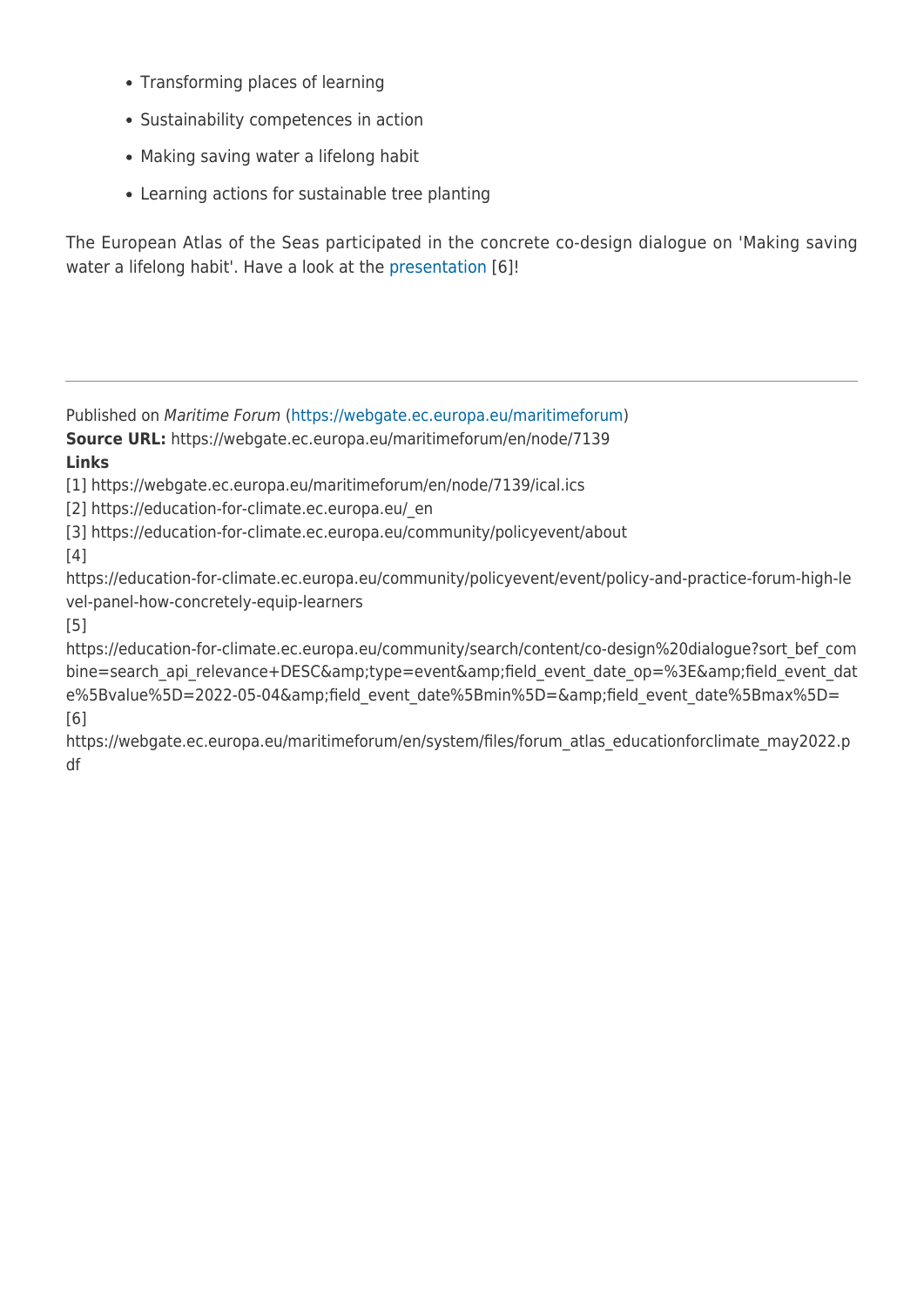- Transforming places of learning
- Sustainability competences in action
- Making saving water a lifelong habit
- Learning actions for sustainable tree planting

The European Atlas of the Seas participated in the concrete co-design dialogue on 'Making saving water a lifelong habit'. Have a look at the presentation [6]!

---

Published on *Maritime Forum* (https://webgate.ec.europa.eu/maritimeforum)
**Source URL:** https://webgate.ec.europa.eu/maritimeforum/en/node/7139
**Links**
[1] https://webgate.ec.europa.eu/maritimeforum/en/node/7139/ical.ics
[2] https://education-for-climate.ec.europa.eu/_en
[3] https://education-for-climate.ec.europa.eu/community/policyevent/about
[4] https://education-for-climate.ec.europa.eu/community/policyevent/event/policy-and-practice-forum-high-level-panel-how-concretely-equip-learners
[5] https://education-for-climate.ec.europa.eu/community/search/content/co-design%20dialogue?sort_bef_combine=search_api_relevance+DESC&amp;type=event&amp;field_event_date_op=%3E&amp;field_event_date%5Bvalue%5D=2022-05-04&amp;field_event_date%5Bmin%5D=&amp;field_event_date%5Bmax%5D=
[6] https://webgate.ec.europa.eu/maritimeforum/en/system/files/forum_atlas_educationforclimate_may2022.pdf